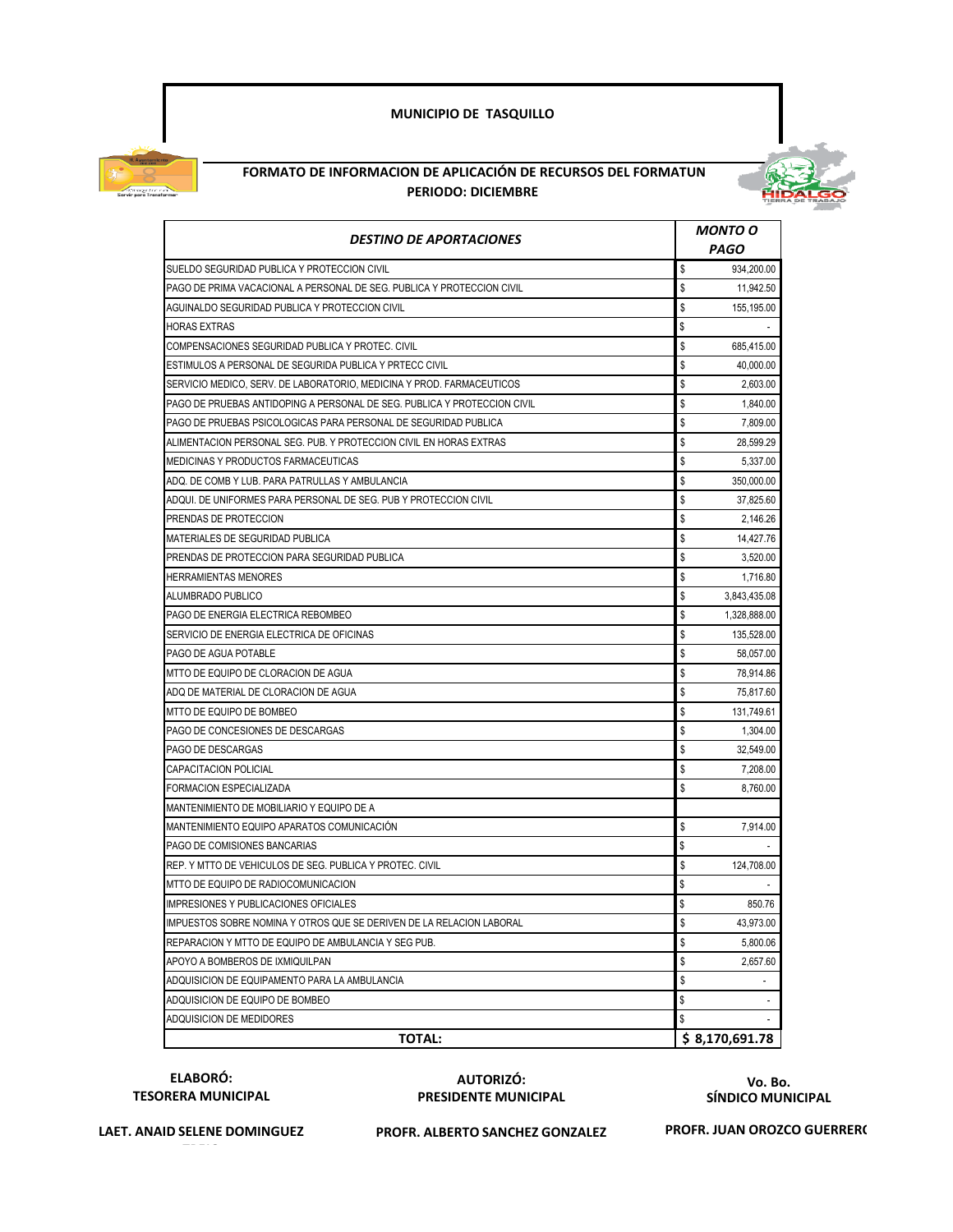**MUNICIPIO DE TASQUILLO**

**FORMATO DE INFORMACION DE APLICACIÓN DE RECURSOS DEL FORMATUN**
**PERIODO: DICIEMBRE**

| *DESTINO DE APORTACIONES* | *MONTO O PAGO* |
|---|---|
| SUELDO SEGURIDAD PUBLICA Y PROTECCION CIVIL | $ 934,200.00 |
| PAGO DE PRIMA VACACIONAL A PERSONAL DE SEG. PUBLICA Y PROTECCION CIVIL | $ 11,942.50 |
| AGUINALDO SEGURIDAD PUBLICA Y PROTECCION CIVIL | $ 155,195.00 |
| HORAS EXTRAS | $ - |
| COMPENSACIONES SEGURIDAD PUBLICA Y PROTEC. CIVIL | $ 685,415.00 |
| ESTIMULOS A PERSONAL DE SEGURIDA PUBLICA Y PRTECC CIVIL | $ 40,000.00 |
| SERVICIO MEDICO, SERV. DE LABORATORIO, MEDICINA Y PROD. FARMACEUTICOS | $ 2,603.00 |
| PAGO DE PRUEBAS ANTIDOPING A PERSONAL DE SEG. PUBLICA Y PROTECCION CIVIL | $ 1,840.00 |
| PAGO DE PRUEBAS PSICOLOGICAS PARA PERSONAL DE SEGURIDAD PUBLICA | $ 7,809.00 |
| ALIMENTACION PERSONAL SEG. PUB. Y PROTECCION CIVIL EN HORAS EXTRAS | $ 28,599.29 |
| MEDICINAS Y PRODUCTOS FARMACEUTICAS | $ 5,337.00 |
| ADQ. DE COMB Y LUB. PARA PATRULLAS Y AMBULANCIA | $ 350,000.00 |
| ADQUI. DE UNIFORMES PARA PERSONAL DE SEG. PUB Y PROTECCION CIVIL | $ 37,825.60 |
| PRENDAS DE PROTECCION | $ 2,146.26 |
| MATERIALES DE SEGURIDAD PUBLICA | $ 14,427.76 |
| PRENDAS DE PROTECCION PARA SEGURIDAD PUBLICA | $ 3,520.00 |
| HERRAMIENTAS MENORES | $ 1,716.80 |
| ALUMBRADO PUBLICO | $ 3,843,435.08 |
| PAGO DE ENERGIA ELECTRICA REBOMBEO | $ 1,328,888.00 |
| SERVICIO DE ENERGIA ELECTRICA DE OFICINAS | $ 135,528.00 |
| PAGO DE AGUA POTABLE | $ 58,057.00 |
| MTTO DE EQUIPO DE CLORACION DE AGUA | $ 78,914.86 |
| ADQ DE MATERIAL DE CLORACION DE AGUA | $ 75,817.60 |
| MTTO DE EQUIPO DE BOMBEO | $ 131,749.61 |
| PAGO DE CONCESIONES DE DESCARGAS | $ 1,304.00 |
| PAGO DE DESCARGAS | $ 32,549.00 |
| CAPACITACION POLICIAL | $ 7,208.00 |
| FORMACION ESPECIALIZADA | $ 8,760.00 |
| MANTENIMIENTO DE MOBILIARIO Y EQUIPO DE A | |
| MANTENIMIENTO EQUIPO APARATOS COMUNICACIÓN | $ 7,914.00 |
| PAGO DE COMISIONES BANCARIAS | $ - |
| REP. Y MTTO DE VEHICULOS DE SEG. PUBLICA Y PROTEC. CIVIL | $ 124,708.00 |
| MTTO DE EQUIPO DE RADIOCOMUNICACION | $ - |
| IMPRESIONES Y PUBLICACIONES OFICIALES | $ 850.76 |
| IMPUESTOS SOBRE NOMINA Y OTROS QUE SE DERIVEN DE LA RELACION LABORAL | $ 43,973.00 |
| REPARACION Y MTTO DE EQUIPO DE AMBULANCIA Y SEG PUB. | $ 5,800.06 |
| APOYO A BOMBEROS DE IXMIQUILPAN | $ 2,657.60 |
| ADQUISICION DE EQUIPAMENTO PARA LA AMBULANCIA | $ - |
| ADQUISICION DE EQUIPO DE BOMBEO | $ - |
| ADQUISICION DE MEDIDORES | $ - |
| **TOTAL:** | **$ 8,170,691.78** |

| **ELABORÓ:** | **AUTORIZÓ:** | **Vo. Bo.** |
|---|---|---|
| **TESORERA MUNICIPAL** | **PRESIDENTE MUNICIPAL** | **SÍNDICO MUNICIPAL** |
| **LAET. ANAID SELENE DOMINGUEZ** | **PROFR. ALBERTO SANCHEZ GONZALEZ** | **PROFR. JUAN OROZCO GUERRERO** |